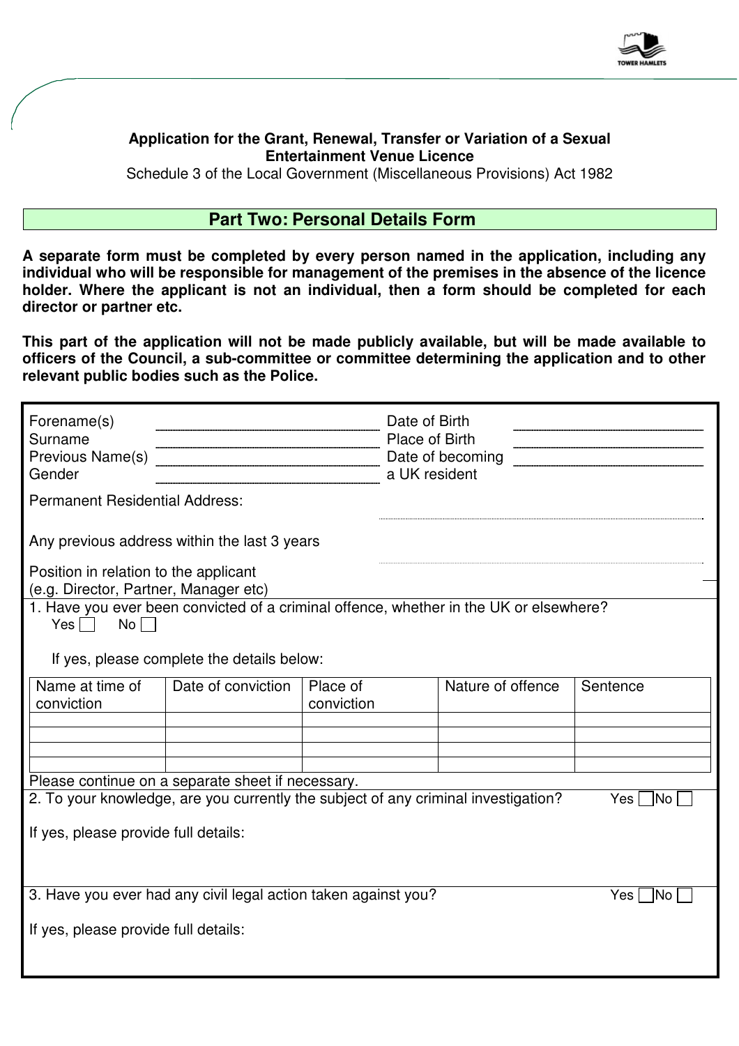**Application for the Grant, Renewal, Transfer or Variation of a Sexual Entertainment Venue Licence**

Schedule 3 of the Local Government (Miscellaneous Provisions) Act 1982

## Part Two: Personal Details Form

**A separate form must be completed by every person named in the application, including any individual who will be responsible for management of the premises in the absence of the licence holder. Where the applicant is not an individual, then a form should be completed for each director or partner etc.**

**This part of the application will not be made publicly available, but will be made available to officers of the Council, a sub-committee or committee determining the application and to other relevant public bodies such as the Police.**

Forename(s) ____________________ Date of Birth ____________________

Surname ____________________ Place of Birth ____________________

Previous Name(s) ____________________ Date of becoming a UK resident ____________________

Gender ____________________

Permanent Residential Address: ____________________

Any previous address within the last 3 years ____________________

Position in relation to the applicant (e.g. Director, Partner, Manager etc) ____________________

1. Have you ever been convicted of a criminal offence, whether in the UK or elsewhere?

   Yes ☐ No ☐

   If yes, please complete the details below:

| Name at time of conviction | Date of conviction | Place of conviction | Nature of offence | Sentence |
|---|---|---|---|---|
| | | | | |
| | | | | |
| | | | | |
| | | | | |

Please continue on a separate sheet if necessary.

2. To your knowledge, are you currently the subject of any criminal investigation? Yes ☐ No ☐

If yes, please provide full details:

3. Have you ever had any civil legal action taken against you? Yes ☐ No ☐

If yes, please provide full details: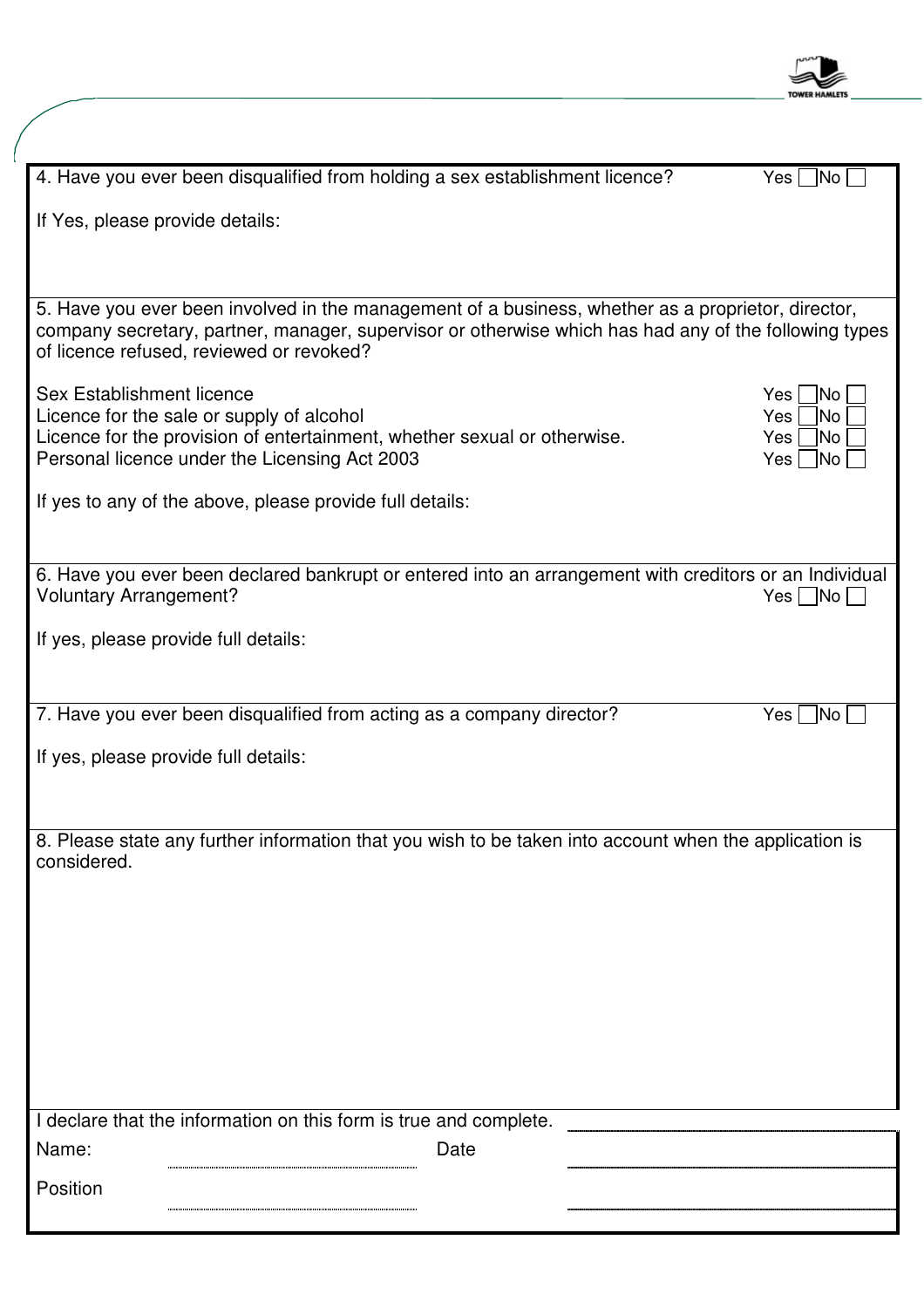4. Have you ever been disqualified from holding a sex establishment licence? Yes ☐ No ☐

If Yes, please provide details:

5. Have you ever been involved in the management of a business, whether as a proprietor, director, company secretary, partner, manager, supervisor or otherwise which has had any of the following types of licence refused, reviewed or revoked?

Sex Establishment licence Yes ☐ No ☐
Licence for the sale or supply of alcohol Yes ☐ No ☐
Licence for the provision of entertainment, whether sexual or otherwise. Yes ☐ No ☐
Personal licence under the Licensing Act 2003 Yes ☐ No ☐

If yes to any of the above, please provide full details:

6. Have you ever been declared bankrupt or entered into an arrangement with creditors or an Individual Voluntary Arrangement? Yes ☐ No ☐

If yes, please provide full details:

7. Have you ever been disqualified from acting as a company director? Yes ☐ No ☐

If yes, please provide full details:

8. Please state any further information that you wish to be taken into account when the application is considered.

I declare that the information on this form is true and complete.

Name: .................................... Date ....................................

Position ....................................